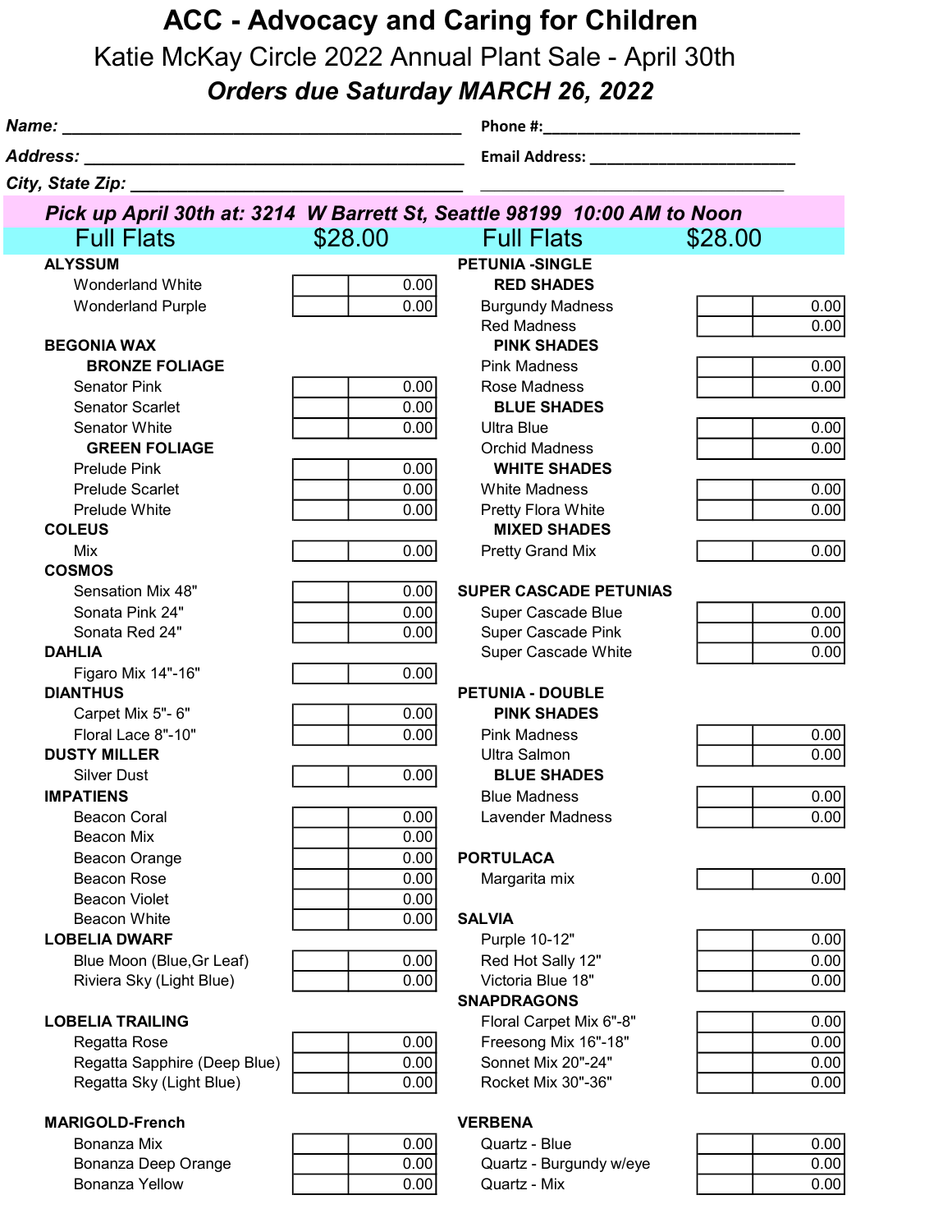# ACC - Advocacy and Caring for Children

## Katie McKay Circle 2022 Annual Plant Sale - April 30th

### *Orders due Saturday MARCH 26, 2022*

***Name:*** ________________________________________ **Phone #:**______________________________

***Address:*** ______________________________________ **Email Address:** ________________________

***City, State Zip:*** ________________________________ ______________________________________

***Pick up April 30th at: 3214 W Barrett St, Seattle 98199 10:00 AM to Noon***

| Full Flats | | $28.00 | Full Flats | | $28.00 |
|---|---|---|---|---|---|
| **ALYSSUM** | | | **PETUNIA -SINGLE** | | |
| Wonderland White | | 0.00 | **RED SHADES** | | |
| Wonderland Purple | | 0.00 | Burgundy Madness | | 0.00 |
| | | | Red Madness | | 0.00 |
| **BEGONIA WAX** | | | **PINK SHADES** | | |
| **BRONZE FOLIAGE** | | | Pink Madness | | 0.00 |
| Senator Pink | | 0.00 | Rose Madness | | 0.00 |
| Senator Scarlet | | 0.00 | **BLUE SHADES** | | |
| Senator White | | 0.00 | Ultra Blue | | 0.00 |
| **GREEN FOLIAGE** | | | Orchid Madness | | 0.00 |
| Prelude Pink | | 0.00 | **WHITE SHADES** | | |
| Prelude Scarlet | | 0.00 | White Madness | | 0.00 |
| Prelude White | | 0.00 | Pretty Flora White | | 0.00 |
| **COLEUS** | | | **MIXED SHADES** | | |
| Mix | | 0.00 | Pretty Grand Mix | | 0.00 |
| **COSMOS** | | | | | |
| Sensation Mix 48" | | 0.00 | **SUPER CASCADE PETUNIAS** | | |
| Sonata Pink 24" | | 0.00 | Super Cascade Blue | | 0.00 |
| Sonata Red 24" | | 0.00 | Super Cascade Pink | | 0.00 |
| **DAHLIA** | | | Super Cascade White | | 0.00 |
| Figaro Mix 14"-16" | | 0.00 | | | |
| **DIANTHUS** | | | **PETUNIA - DOUBLE** | | |
| Carpet Mix 5"- 6" | | 0.00 | **PINK SHADES** | | |
| Floral Lace 8"-10" | | 0.00 | Pink Madness | | 0.00 |
| **DUSTY MILLER** | | | Ultra Salmon | | 0.00 |
| Silver Dust | | 0.00 | **BLUE SHADES** | | |
| **IMPATIENS** | | | Blue Madness | | 0.00 |
| Beacon Coral | | 0.00 | Lavender Madness | | 0.00 |
| Beacon Mix | | 0.00 | | | |
| Beacon Orange | | 0.00 | **PORTULACA** | | |
| Beacon Rose | | 0.00 | Margarita mix | | 0.00 |
| Beacon Violet | | 0.00 | | | |
| Beacon White | | 0.00 | **SALVIA** | | |
| **LOBELIA DWARF** | | | Purple 10-12" | | 0.00 |
| Blue Moon (Blue,Gr Leaf) | | 0.00 | Red Hot Sally 12" | | 0.00 |
| Riviera Sky (Light Blue) | | 0.00 | Victoria Blue 18" | | 0.00 |
| | | | **SNAPDRAGONS** | | |
| **LOBELIA TRAILING** | | | Floral Carpet Mix 6"-8" | | 0.00 |
| Regatta Rose | | 0.00 | Freesong Mix 16"-18" | | 0.00 |
| Regatta Sapphire (Deep Blue) | | 0.00 | Sonnet Mix 20"-24" | | 0.00 |
| Regatta Sky (Light Blue) | | 0.00 | Rocket Mix 30"-36" | | 0.00 |
| | | | | | |
| **MARIGOLD-French** | | | **VERBENA** | | |
| Bonanza Mix | | 0.00 | Quartz - Blue | | 0.00 |
| Bonanza Deep Orange | | 0.00 | Quartz - Burgundy w/eye | | 0.00 |
| Bonanza Yellow | | 0.00 | Quartz - Mix | | 0.00 |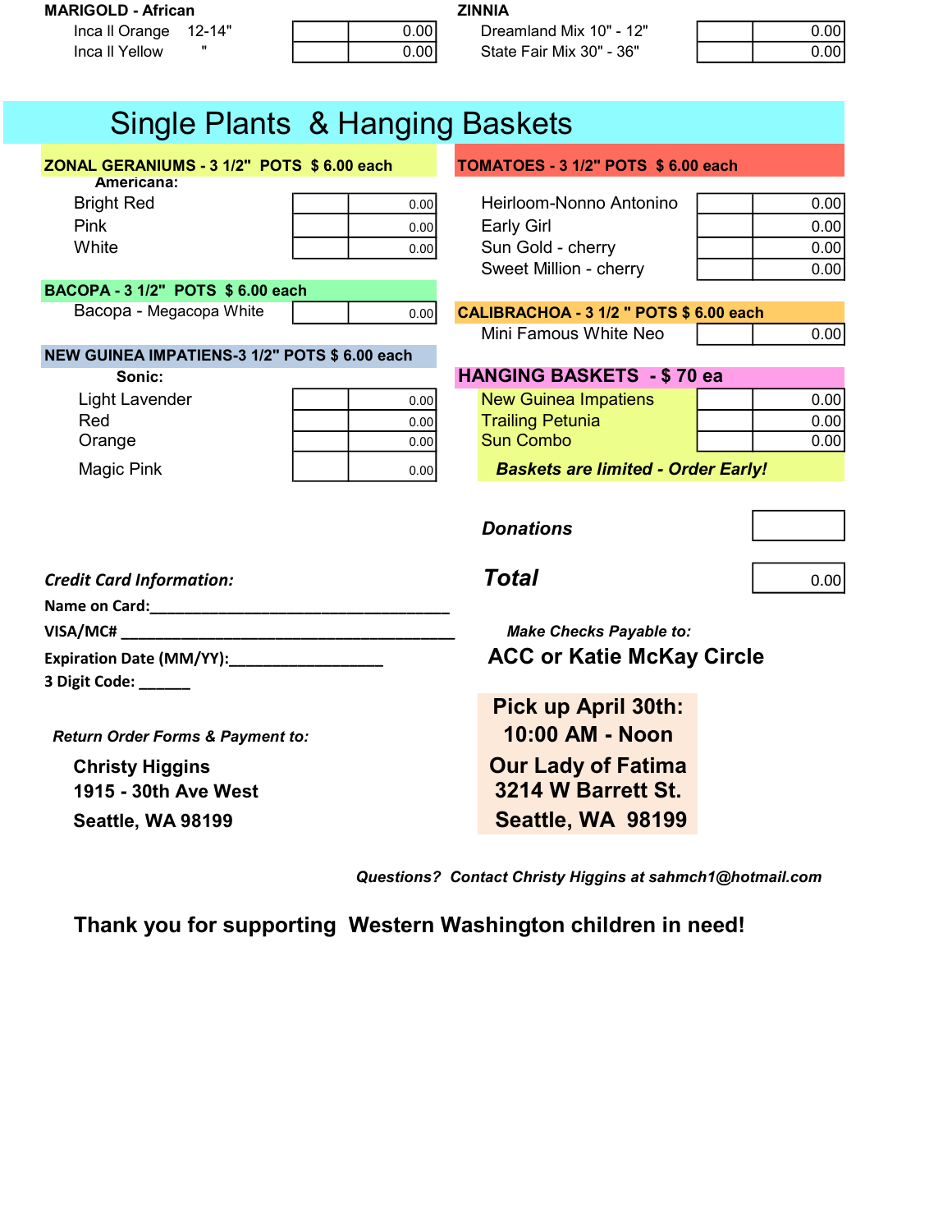**MARIGOLD - African**

| | | |
|---|---|---|
| Inca II Orange 12-14" | | 0.00 |
| Inca II Yellow " | | 0.00 |

**ZINNIA**

| | | |
|---|---|---|
| Dreamland Mix 10" - 12" | | 0.00 |
| State Fair Mix 30" - 36" | | 0.00 |

# Single Plants & Hanging Baskets

**ZONAL GERANIUMS - 3 1/2" POTS $ 6.00 each**

**Americana:**

| | | |
|---|---|---|
| Bright Red | | 0.00 |
| Pink | | 0.00 |
| White | | 0.00 |

**BACOPA - 3 1/2" POTS $ 6.00 each**

| | | |
|---|---|---|
| Bacopa - Megacopa White | | 0.00 |

**NEW GUINEA IMPATIENS-3 1/2" POTS $ 6.00 each**

**Sonic:**

| | | |
|---|---|---|
| Light Lavender | | 0.00 |
| Red | | 0.00 |
| Orange | | 0.00 |
| Magic Pink | | 0.00 |

**TOMATOES - 3 1/2" POTS $ 6.00 each**

| | | |
|---|---|---|
| Heirloom-Nonno Antonino | | 0.00 |
| Early Girl | | 0.00 |
| Sun Gold - cherry | | 0.00 |
| Sweet Million - cherry | | 0.00 |

**CALIBRACHOA - 3 1/2 " POTS $ 6.00 each**

| | | |
|---|---|---|
| Mini Famous White Neo | | 0.00 |

**HANGING BASKETS - $ 70 ea**

| | | |
|---|---|---|
| New Guinea Impatiens | | 0.00 |
| Trailing Petunia | | 0.00 |
| Sun Combo | | 0.00 |

***Baskets are limited - Order Early!***

***Donations*** \_\_\_\_\_\_\_\_

***Total*** 0.00

***Credit Card Information:***

**Name on Card:**\_\_\_\_\_\_\_\_\_\_\_\_\_\_\_\_\_\_\_\_\_\_\_\_\_\_\_\_\_\_\_\_\_\_\_\_

**VISA/MC#** \_\_\_\_\_\_\_\_\_\_\_\_\_\_\_\_\_\_\_\_\_\_\_\_\_\_\_\_\_\_\_\_\_\_\_\_\_\_\_\_

**Expiration Date (MM/YY):**\_\_\_\_\_\_\_\_\_\_\_\_\_\_\_\_\_\_

**3 Digit Code:** \_\_\_\_\_\_

***Make Checks Payable to:***

**ACC or Katie McKay Circle**

***Return Order Forms & Payment to:***

**Christy Higgins**
**1915 - 30th Ave West**
**Seattle, WA 98199**

**Pick up April 30th:**
**10:00 AM - Noon**
**Our Lady of Fatima**
**3214 W Barrett St.**
**Seattle, WA 98199**

***Questions? Contact Christy Higgins at sahmch1@hotmail.com***

**Thank you for supporting Western Washington children in need!**